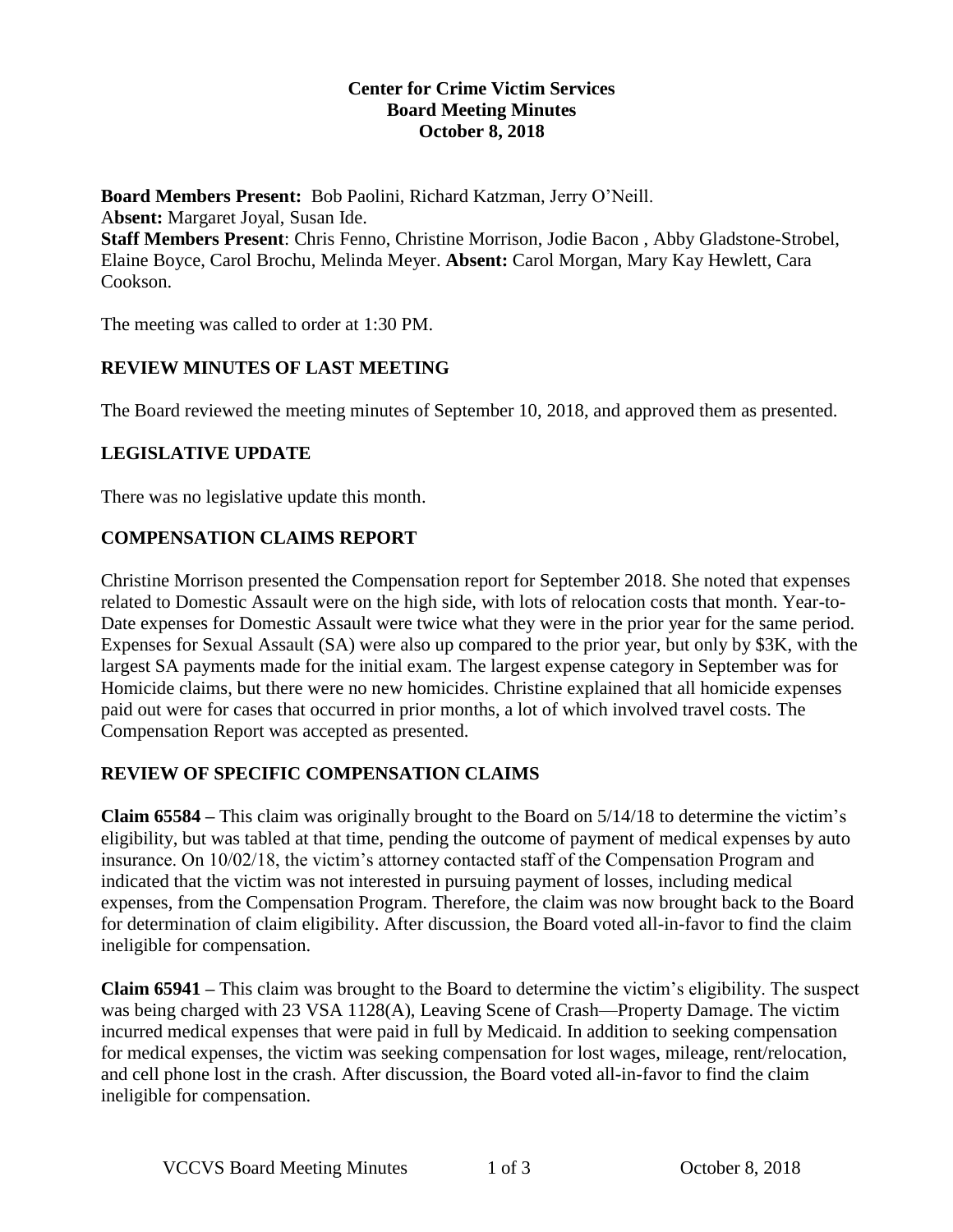**Center for Crime Victim Services**
**Board Meeting Minutes**
**October 8, 2018**

**Board Members Present:** Bob Paolini, Richard Katzman, Jerry O'Neill.
A**bsent:** Margaret Joyal, Susan Ide.
**Staff Members Present**: Chris Fenno, Christine Morrison, Jodie Bacon , Abby Gladstone-Strobel, Elaine Boyce, Carol Brochu, Melinda Meyer. **Absent:** Carol Morgan, Mary Kay Hewlett, Cara Cookson.

The meeting was called to order at 1:30 PM.

## REVIEW MINUTES OF LAST MEETING

The Board reviewed the meeting minutes of September 10, 2018, and approved them as presented.

## LEGISLATIVE UPDATE

There was no legislative update this month.

## COMPENSATION CLAIMS REPORT

Christine Morrison presented the Compensation report for September 2018. She noted that expenses related to Domestic Assault were on the high side, with lots of relocation costs that month. Year-to-Date expenses for Domestic Assault were twice what they were in the prior year for the same period. Expenses for Sexual Assault (SA) were also up compared to the prior year, but only by $3K, with the largest SA payments made for the initial exam. The largest expense category in September was for Homicide claims, but there were no new homicides. Christine explained that all homicide expenses paid out were for cases that occurred in prior months, a lot of which involved travel costs. The Compensation Report was accepted as presented.

## REVIEW OF SPECIFIC COMPENSATION CLAIMS

**Claim 65584 –** This claim was originally brought to the Board on 5/14/18 to determine the victim's eligibility, but was tabled at that time, pending the outcome of payment of medical expenses by auto insurance. On 10/02/18, the victim's attorney contacted staff of the Compensation Program and indicated that the victim was not interested in pursuing payment of losses, including medical expenses, from the Compensation Program. Therefore, the claim was now brought back to the Board for determination of claim eligibility. After discussion, the Board voted all-in-favor to find the claim ineligible for compensation.

**Claim 65941 –** This claim was brought to the Board to determine the victim's eligibility. The suspect was being charged with 23 VSA 1128(A), Leaving Scene of Crash—Property Damage. The victim incurred medical expenses that were paid in full by Medicaid. In addition to seeking compensation for medical expenses, the victim was seeking compensation for lost wages, mileage, rent/relocation, and cell phone lost in the crash. After discussion, the Board voted all-in-favor to find the claim ineligible for compensation.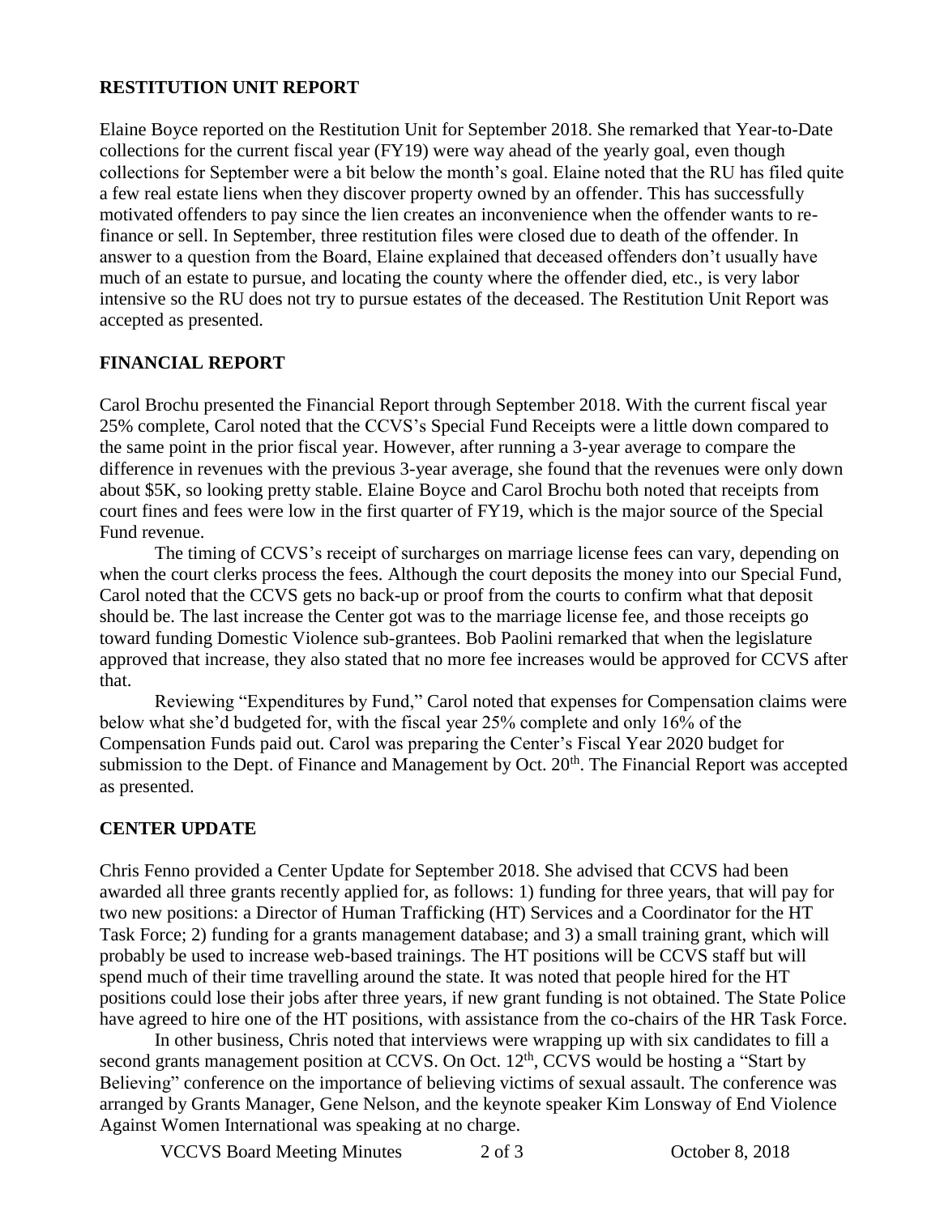## RESTITUTION UNIT REPORT

Elaine Boyce reported on the Restitution Unit for September 2018. She remarked that Year-to-Date collections for the current fiscal year (FY19) were way ahead of the yearly goal, even though collections for September were a bit below the month's goal. Elaine noted that the RU has filed quite a few real estate liens when they discover property owned by an offender. This has successfully motivated offenders to pay since the lien creates an inconvenience when the offender wants to re-finance or sell. In September, three restitution files were closed due to death of the offender. In answer to a question from the Board, Elaine explained that deceased offenders don't usually have much of an estate to pursue, and locating the county where the offender died, etc., is very labor intensive so the RU does not try to pursue estates of the deceased. The Restitution Unit Report was accepted as presented.

## FINANCIAL REPORT

Carol Brochu presented the Financial Report through September 2018. With the current fiscal year 25% complete, Carol noted that the CCVS's Special Fund Receipts were a little down compared to the same point in the prior fiscal year. However, after running a 3-year average to compare the difference in revenues with the previous 3-year average, she found that the revenues were only down about $5K, so looking pretty stable. Elaine Boyce and Carol Brochu both noted that receipts from court fines and fees were low in the first quarter of FY19, which is the major source of the Special Fund revenue.

The timing of CCVS's receipt of surcharges on marriage license fees can vary, depending on when the court clerks process the fees. Although the court deposits the money into our Special Fund, Carol noted that the CCVS gets no back-up or proof from the courts to confirm what that deposit should be. The last increase the Center got was to the marriage license fee, and those receipts go toward funding Domestic Violence sub-grantees. Bob Paolini remarked that when the legislature approved that increase, they also stated that no more fee increases would be approved for CCVS after that.

Reviewing "Expenditures by Fund," Carol noted that expenses for Compensation claims were below what she'd budgeted for, with the fiscal year 25% complete and only 16% of the Compensation Funds paid out. Carol was preparing the Center's Fiscal Year 2020 budget for submission to the Dept. of Finance and Management by Oct. 20th. The Financial Report was accepted as presented.

## CENTER UPDATE

Chris Fenno provided a Center Update for September 2018. She advised that CCVS had been awarded all three grants recently applied for, as follows: 1) funding for three years, that will pay for two new positions: a Director of Human Trafficking (HT) Services and a Coordinator for the HT Task Force; 2) funding for a grants management database; and 3) a small training grant, which will probably be used to increase web-based trainings. The HT positions will be CCVS staff but will spend much of their time travelling around the state. It was noted that people hired for the HT positions could lose their jobs after three years, if new grant funding is not obtained. The State Police have agreed to hire one of the HT positions, with assistance from the co-chairs of the HR Task Force.

In other business, Chris noted that interviews were wrapping up with six candidates to fill a second grants management position at CCVS. On Oct. 12th, CCVS would be hosting a "Start by Believing" conference on the importance of believing victims of sexual assault. The conference was arranged by Grants Manager, Gene Nelson, and the keynote speaker Kim Lonsway of End Violence Against Women International was speaking at no charge.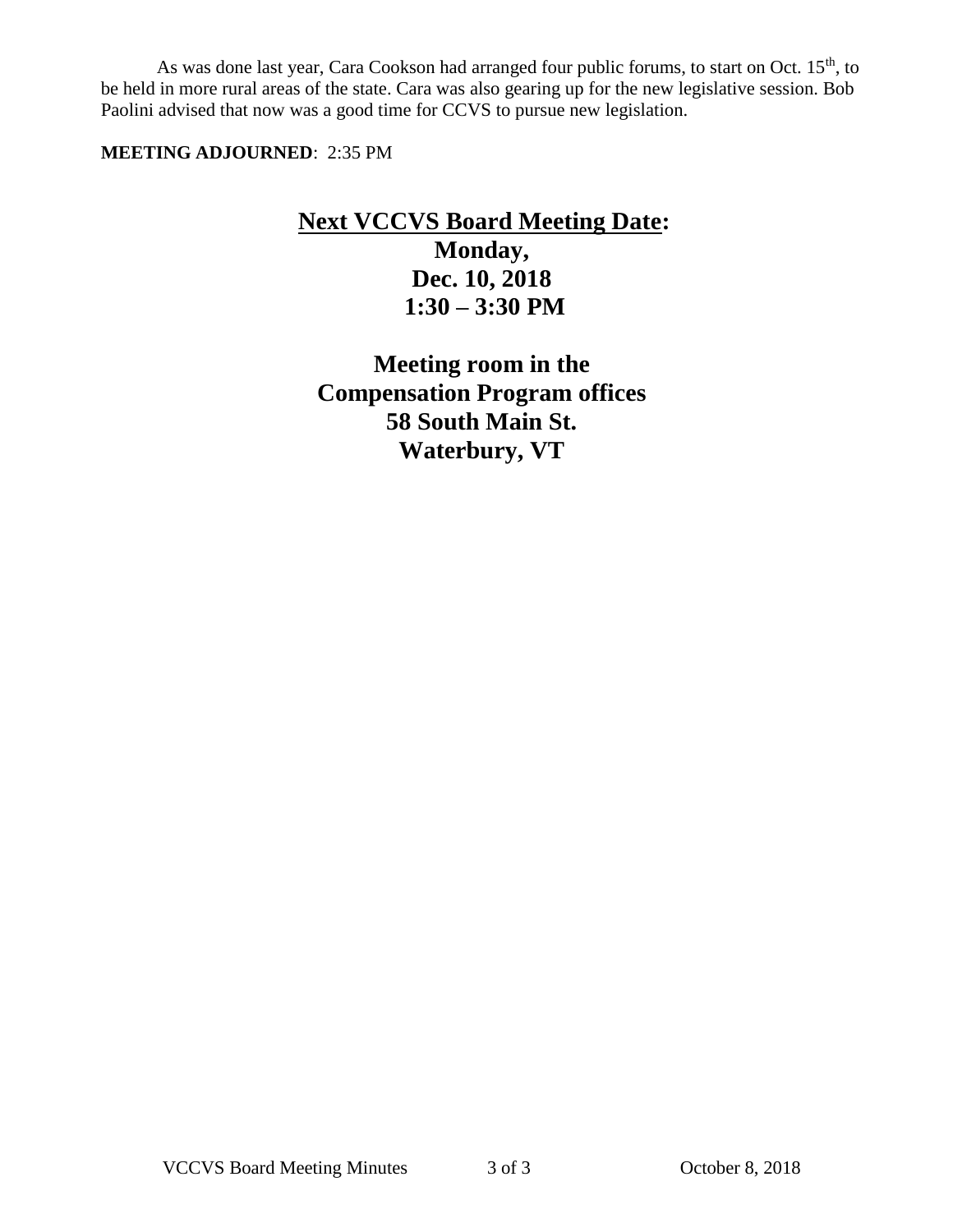As was done last year, Cara Cookson had arranged four public forums, to start on Oct. 15th, to be held in more rural areas of the state. Cara was also gearing up for the new legislative session. Bob Paolini advised that now was a good time for CCVS to pursue new legislation.

**MEETING ADJOURNED**: 2:35 PM

**<u>Next VCCVS Board Meeting Date</u>:**
**Monday,**
**Dec. 10, 2018**
**1:30 – 3:30 PM**

**Meeting room in the**
**Compensation Program offices**
**58 South Main St.**
**Waterbury, VT**